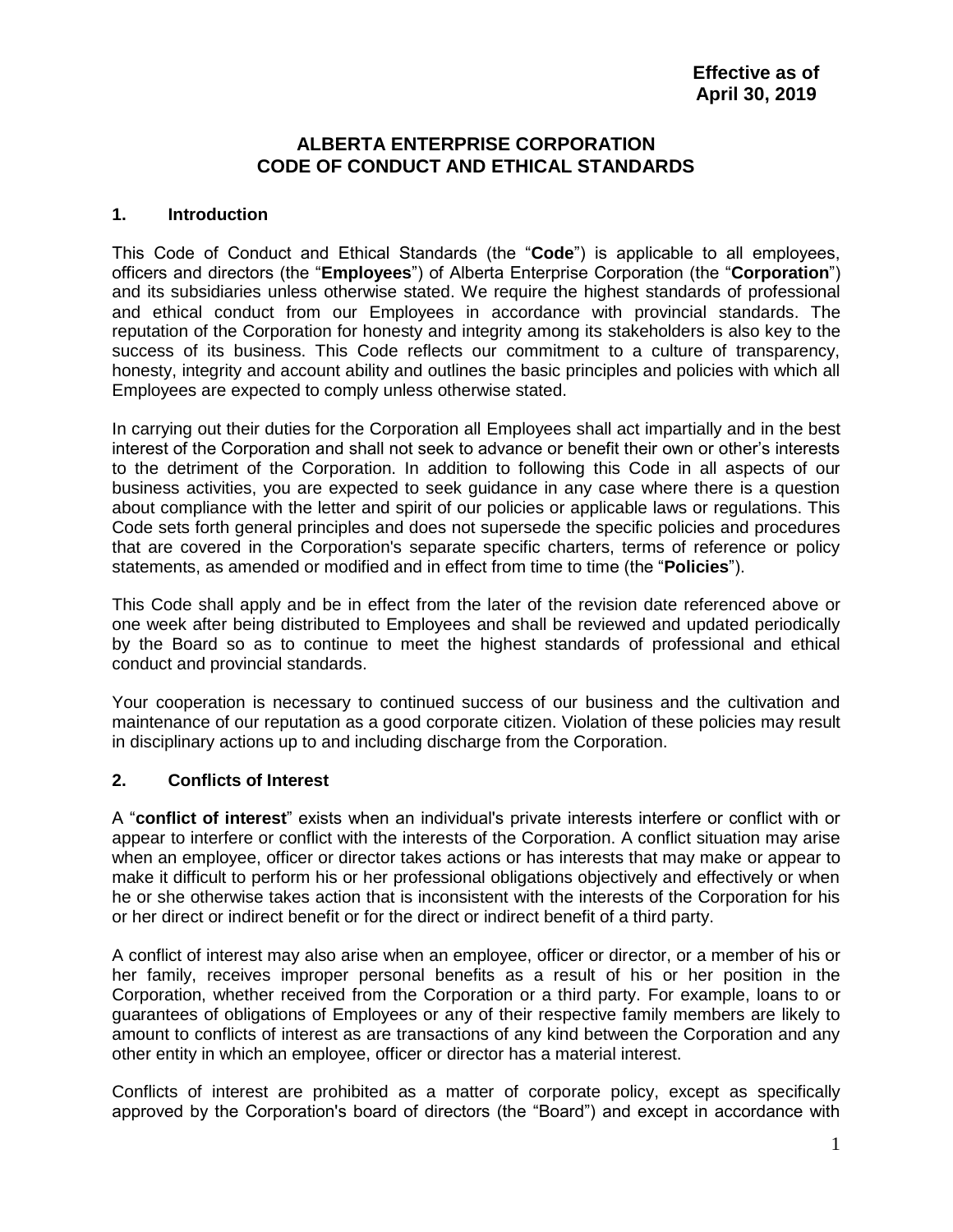**Effective as of**
**April 30, 2019**

# ALBERTA ENTERPRISE CORPORATION
# CODE OF CONDUCT AND ETHICAL STANDARDS

## 1. Introduction

This Code of Conduct and Ethical Standards (the "**Code**") is applicable to all employees, officers and directors (the "**Employees**") of Alberta Enterprise Corporation (the "**Corporation**") and its subsidiaries unless otherwise stated. We require the highest standards of professional and ethical conduct from our Employees in accordance with provincial standards. The reputation of the Corporation for honesty and integrity among its stakeholders is also key to the success of its business. This Code reflects our commitment to a culture of transparency, honesty, integrity and account ability and outlines the basic principles and policies with which all Employees are expected to comply unless otherwise stated.

In carrying out their duties for the Corporation all Employees shall act impartially and in the best interest of the Corporation and shall not seek to advance or benefit their own or other's interests to the detriment of the Corporation. In addition to following this Code in all aspects of our business activities, you are expected to seek guidance in any case where there is a question about compliance with the letter and spirit of our policies or applicable laws or regulations. This Code sets forth general principles and does not supersede the specific policies and procedures that are covered in the Corporation's separate specific charters, terms of reference or policy statements, as amended or modified and in effect from time to time (the "**Policies**").

This Code shall apply and be in effect from the later of the revision date referenced above or one week after being distributed to Employees and shall be reviewed and updated periodically by the Board so as to continue to meet the highest standards of professional and ethical conduct and provincial standards.

Your cooperation is necessary to continued success of our business and the cultivation and maintenance of our reputation as a good corporate citizen. Violation of these policies may result in disciplinary actions up to and including discharge from the Corporation.

## 2. Conflicts of Interest

A "**conflict of interest**" exists when an individual's private interests interfere or conflict with or appear to interfere or conflict with the interests of the Corporation. A conflict situation may arise when an employee, officer or director takes actions or has interests that may make or appear to make it difficult to perform his or her professional obligations objectively and effectively or when he or she otherwise takes action that is inconsistent with the interests of the Corporation for his or her direct or indirect benefit or for the direct or indirect benefit of a third party.

A conflict of interest may also arise when an employee, officer or director, or a member of his or her family, receives improper personal benefits as a result of his or her position in the Corporation, whether received from the Corporation or a third party. For example, loans to or guarantees of obligations of Employees or any of their respective family members are likely to amount to conflicts of interest as are transactions of any kind between the Corporation and any other entity in which an employee, officer or director has a material interest.

Conflicts of interest are prohibited as a matter of corporate policy, except as specifically approved by the Corporation's board of directors (the "Board") and except in accordance with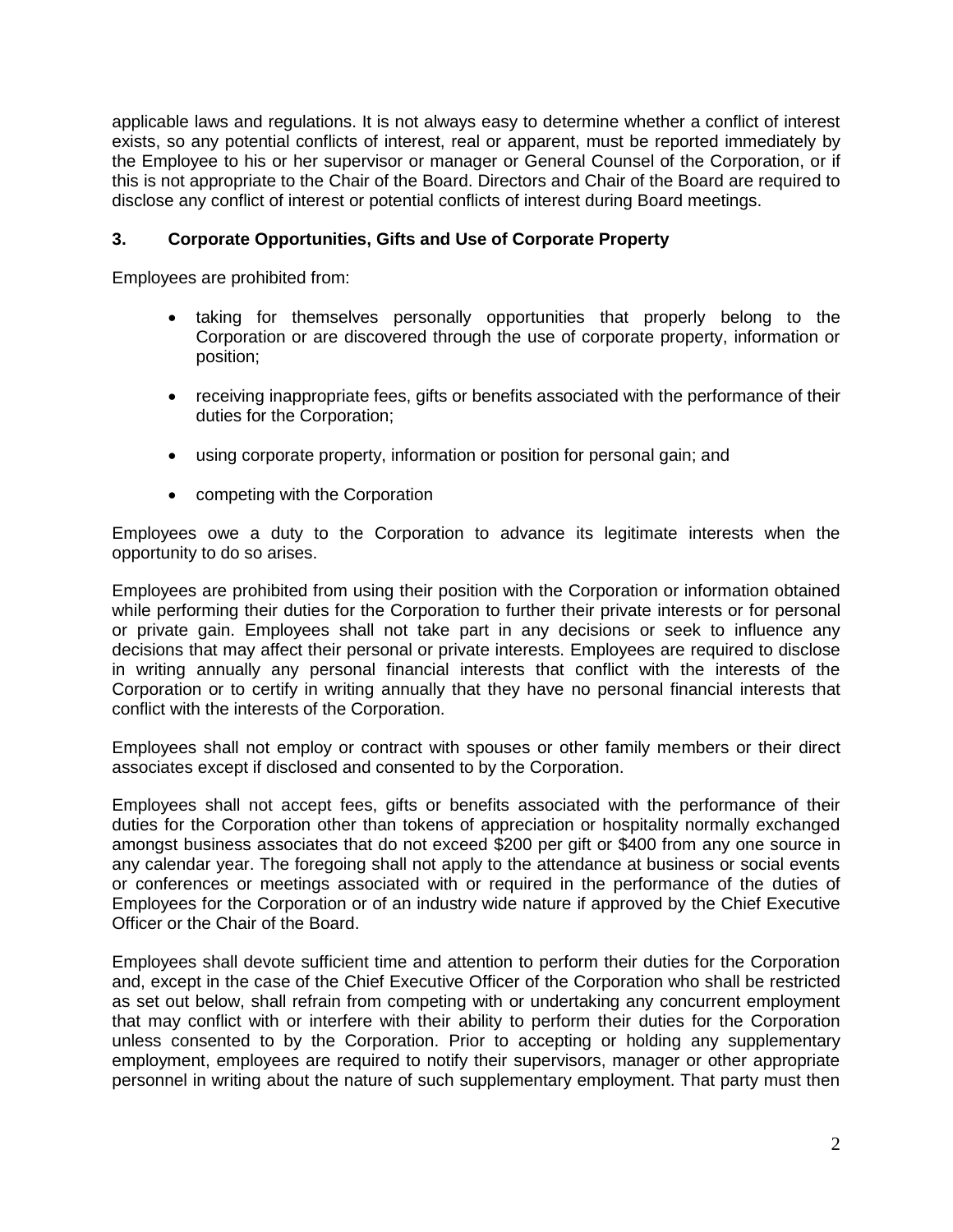applicable laws and regulations. It is not always easy to determine whether a conflict of interest exists, so any potential conflicts of interest, real or apparent, must be reported immediately by the Employee to his or her supervisor or manager or General Counsel of the Corporation, or if this is not appropriate to the Chair of the Board. Directors and Chair of the Board are required to disclose any conflict of interest or potential conflicts of interest during Board meetings.

### 3. Corporate Opportunities, Gifts and Use of Corporate Property

Employees are prohibited from:

- taking for themselves personally opportunities that properly belong to the Corporation or are discovered through the use of corporate property, information or position;
- receiving inappropriate fees, gifts or benefits associated with the performance of their duties for the Corporation;
- using corporate property, information or position for personal gain; and
- competing with the Corporation

Employees owe a duty to the Corporation to advance its legitimate interests when the opportunity to do so arises.

Employees are prohibited from using their position with the Corporation or information obtained while performing their duties for the Corporation to further their private interests or for personal or private gain. Employees shall not take part in any decisions or seek to influence any decisions that may affect their personal or private interests. Employees are required to disclose in writing annually any personal financial interests that conflict with the interests of the Corporation or to certify in writing annually that they have no personal financial interests that conflict with the interests of the Corporation.

Employees shall not employ or contract with spouses or other family members or their direct associates except if disclosed and consented to by the Corporation.

Employees shall not accept fees, gifts or benefits associated with the performance of their duties for the Corporation other than tokens of appreciation or hospitality normally exchanged amongst business associates that do not exceed $200 per gift or $400 from any one source in any calendar year. The foregoing shall not apply to the attendance at business or social events or conferences or meetings associated with or required in the performance of the duties of Employees for the Corporation or of an industry wide nature if approved by the Chief Executive Officer or the Chair of the Board.

Employees shall devote sufficient time and attention to perform their duties for the Corporation and, except in the case of the Chief Executive Officer of the Corporation who shall be restricted as set out below, shall refrain from competing with or undertaking any concurrent employment that may conflict with or interfere with their ability to perform their duties for the Corporation unless consented to by the Corporation. Prior to accepting or holding any supplementary employment, employees are required to notify their supervisors, manager or other appropriate personnel in writing about the nature of such supplementary employment. That party must then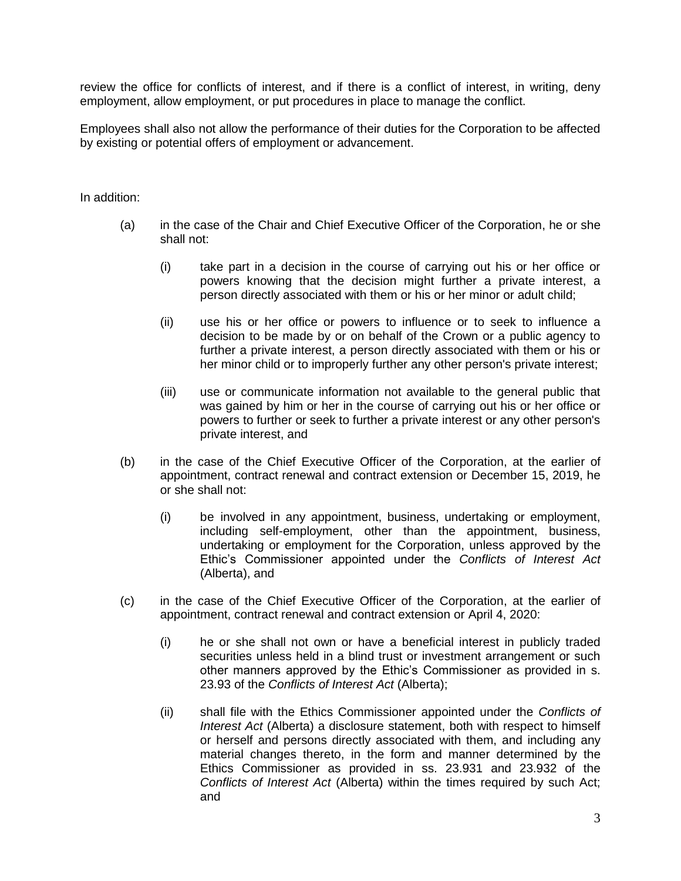review the office for conflicts of interest, and if there is a conflict of interest, in writing, deny employment, allow employment, or put procedures in place to manage the conflict.

Employees shall also not allow the performance of their duties for the Corporation to be affected by existing or potential offers of employment or advancement.

In addition:

(a) in the case of the Chair and Chief Executive Officer of the Corporation, he or she shall not:

   (i) take part in a decision in the course of carrying out his or her office or powers knowing that the decision might further a private interest, a person directly associated with them or his or her minor or adult child;

   (ii) use his or her office or powers to influence or to seek to influence a decision to be made by or on behalf of the Crown or a public agency to further a private interest, a person directly associated with them or his or her minor child or to improperly further any other person's private interest;

   (iii) use or communicate information not available to the general public that was gained by him or her in the course of carrying out his or her office or powers to further or seek to further a private interest or any other person's private interest, and

(b) in the case of the Chief Executive Officer of the Corporation, at the earlier of appointment, contract renewal and contract extension or December 15, 2019, he or she shall not:

   (i) be involved in any appointment, business, undertaking or employment, including self-employment, other than the appointment, business, undertaking or employment for the Corporation, unless approved by the Ethic's Commissioner appointed under the *Conflicts of Interest Act* (Alberta), and

(c) in the case of the Chief Executive Officer of the Corporation, at the earlier of appointment, contract renewal and contract extension or April 4, 2020:

   (i) he or she shall not own or have a beneficial interest in publicly traded securities unless held in a blind trust or investment arrangement or such other manners approved by the Ethic's Commissioner as provided in s. 23.93 of the *Conflicts of Interest Act* (Alberta);

   (ii) shall file with the Ethics Commissioner appointed under the *Conflicts of Interest Act* (Alberta) a disclosure statement, both with respect to himself or herself and persons directly associated with them, and including any material changes thereto, in the form and manner determined by the Ethics Commissioner as provided in ss. 23.931 and 23.932 of the *Conflicts of Interest Act* (Alberta) within the times required by such Act; and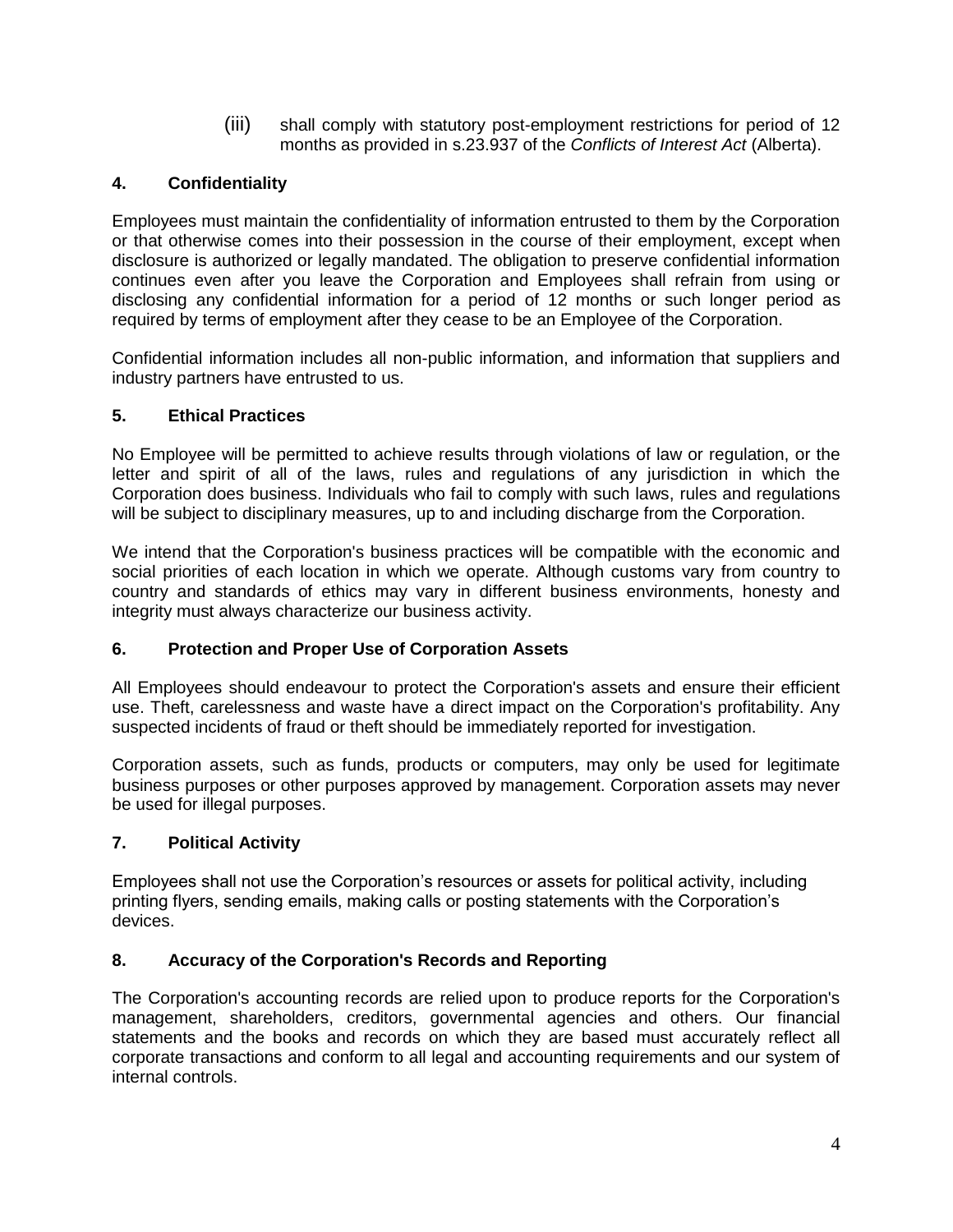(iii) shall comply with statutory post-employment restrictions for period of 12 months as provided in s.23.937 of the *Conflicts of Interest Act* (Alberta).

## 4. Confidentiality

Employees must maintain the confidentiality of information entrusted to them by the Corporation or that otherwise comes into their possession in the course of their employment, except when disclosure is authorized or legally mandated. The obligation to preserve confidential information continues even after you leave the Corporation and Employees shall refrain from using or disclosing any confidential information for a period of 12 months or such longer period as required by terms of employment after they cease to be an Employee of the Corporation.

Confidential information includes all non-public information, and information that suppliers and industry partners have entrusted to us.

## 5. Ethical Practices

No Employee will be permitted to achieve results through violations of law or regulation, or the letter and spirit of all of the laws, rules and regulations of any jurisdiction in which the Corporation does business. Individuals who fail to comply with such laws, rules and regulations will be subject to disciplinary measures, up to and including discharge from the Corporation.

We intend that the Corporation's business practices will be compatible with the economic and social priorities of each location in which we operate. Although customs vary from country to country and standards of ethics may vary in different business environments, honesty and integrity must always characterize our business activity.

## 6. Protection and Proper Use of Corporation Assets

All Employees should endeavour to protect the Corporation's assets and ensure their efficient use. Theft, carelessness and waste have a direct impact on the Corporation's profitability. Any suspected incidents of fraud or theft should be immediately reported for investigation.

Corporation assets, such as funds, products or computers, may only be used for legitimate business purposes or other purposes approved by management. Corporation assets may never be used for illegal purposes.

## 7. Political Activity

Employees shall not use the Corporation’s resources or assets for political activity, including printing flyers, sending emails, making calls or posting statements with the Corporation’s devices.

## 8. Accuracy of the Corporation's Records and Reporting

The Corporation's accounting records are relied upon to produce reports for the Corporation's management, shareholders, creditors, governmental agencies and others. Our financial statements and the books and records on which they are based must accurately reflect all corporate transactions and conform to all legal and accounting requirements and our system of internal controls.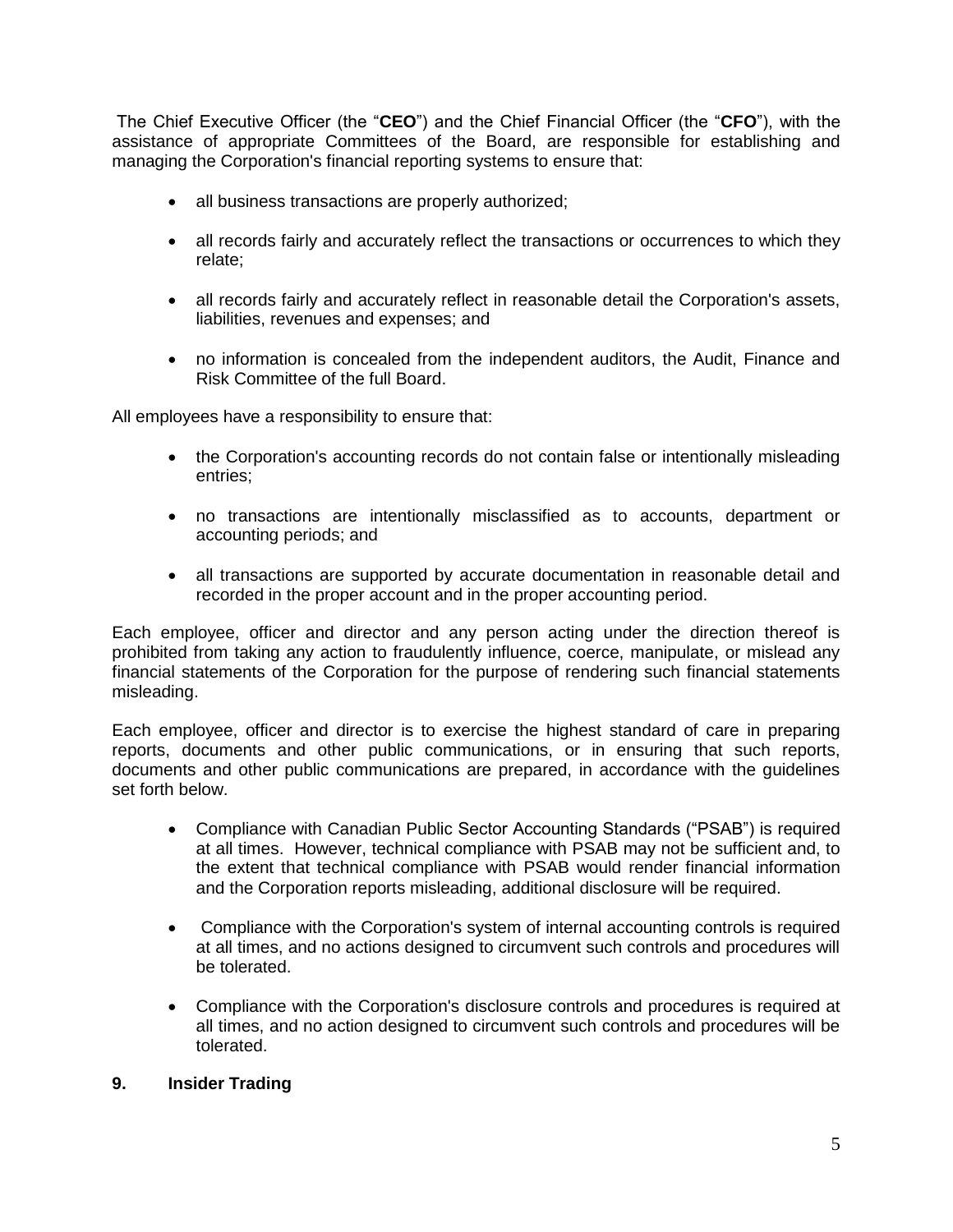The Chief Executive Officer (the "**CEO**") and the Chief Financial Officer (the "**CFO**"), with the assistance of appropriate Committees of the Board, are responsible for establishing and managing the Corporation's financial reporting systems to ensure that:

- all business transactions are properly authorized;
- all records fairly and accurately reflect the transactions or occurrences to which they relate;
- all records fairly and accurately reflect in reasonable detail the Corporation's assets, liabilities, revenues and expenses; and
- no information is concealed from the independent auditors, the Audit, Finance and Risk Committee of the full Board.

All employees have a responsibility to ensure that:

- the Corporation's accounting records do not contain false or intentionally misleading entries;
- no transactions are intentionally misclassified as to accounts, department or accounting periods; and
- all transactions are supported by accurate documentation in reasonable detail and recorded in the proper account and in the proper accounting period.

Each employee, officer and director and any person acting under the direction thereof is prohibited from taking any action to fraudulently influence, coerce, manipulate, or mislead any financial statements of the Corporation for the purpose of rendering such financial statements misleading.

Each employee, officer and director is to exercise the highest standard of care in preparing reports, documents and other public communications, or in ensuring that such reports, documents and other public communications are prepared, in accordance with the guidelines set forth below.

- Compliance with Canadian Public Sector Accounting Standards ("PSAB") is required at all times. However, technical compliance with PSAB may not be sufficient and, to the extent that technical compliance with PSAB would render financial information and the Corporation reports misleading, additional disclosure will be required.
- Compliance with the Corporation's system of internal accounting controls is required at all times, and no actions designed to circumvent such controls and procedures will be tolerated.
- Compliance with the Corporation's disclosure controls and procedures is required at all times, and no action designed to circumvent such controls and procedures will be tolerated.

## 9. Insider Trading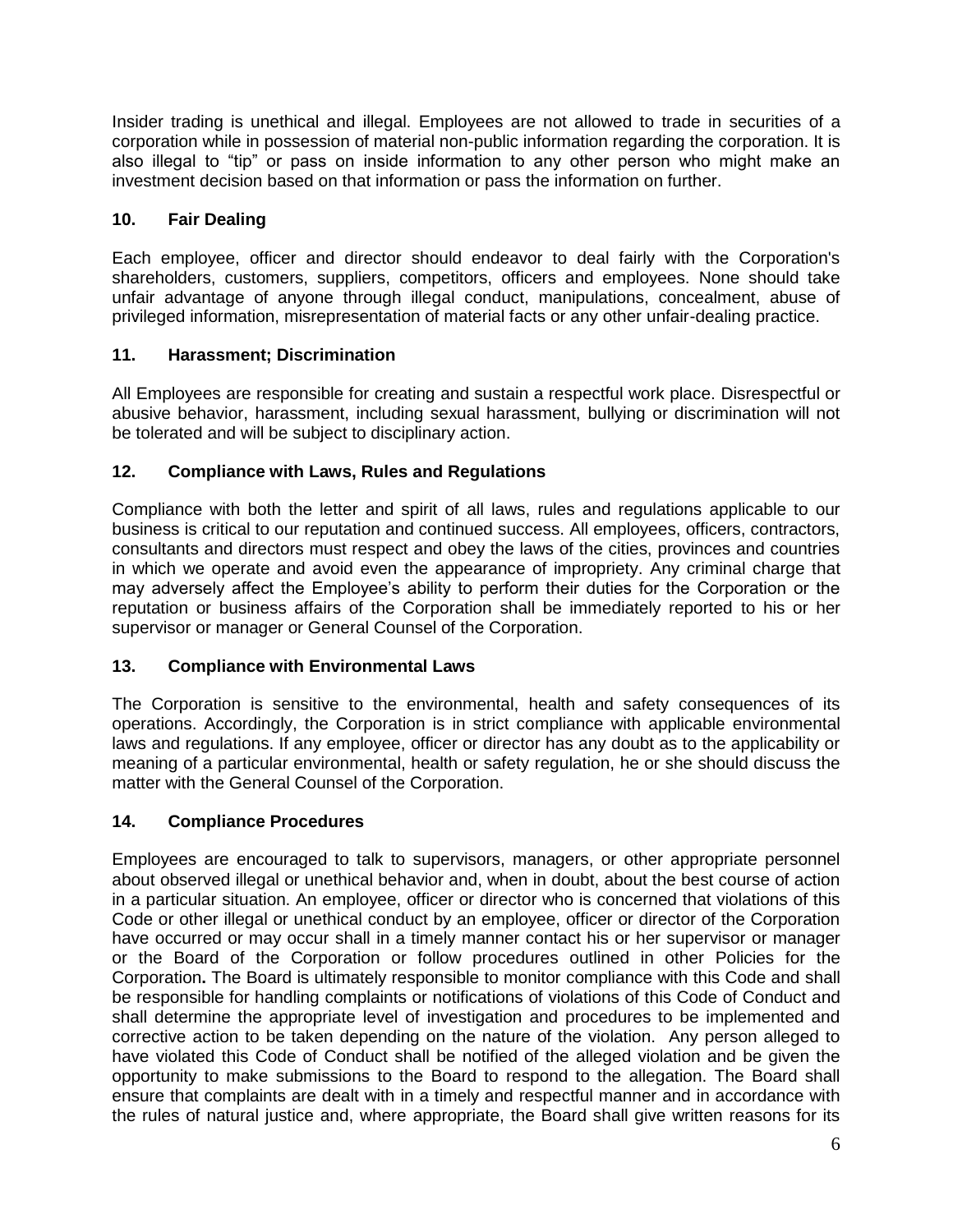Insider trading is unethical and illegal. Employees are not allowed to trade in securities of a corporation while in possession of material non-public information regarding the corporation. It is also illegal to "tip" or pass on inside information to any other person who might make an investment decision based on that information or pass the information on further.

### 10. Fair Dealing

Each employee, officer and director should endeavor to deal fairly with the Corporation's shareholders, customers, suppliers, competitors, officers and employees. None should take unfair advantage of anyone through illegal conduct, manipulations, concealment, abuse of privileged information, misrepresentation of material facts or any other unfair-dealing practice.

### 11. Harassment; Discrimination

All Employees are responsible for creating and sustain a respectful work place. Disrespectful or abusive behavior, harassment, including sexual harassment, bullying or discrimination will not be tolerated and will be subject to disciplinary action.

### 12. Compliance with Laws, Rules and Regulations

Compliance with both the letter and spirit of all laws, rules and regulations applicable to our business is critical to our reputation and continued success. All employees, officers, contractors, consultants and directors must respect and obey the laws of the cities, provinces and countries in which we operate and avoid even the appearance of impropriety. Any criminal charge that may adversely affect the Employee's ability to perform their duties for the Corporation or the reputation or business affairs of the Corporation shall be immediately reported to his or her supervisor or manager or General Counsel of the Corporation.

### 13. Compliance with Environmental Laws

The Corporation is sensitive to the environmental, health and safety consequences of its operations. Accordingly, the Corporation is in strict compliance with applicable environmental laws and regulations. If any employee, officer or director has any doubt as to the applicability or meaning of a particular environmental, health or safety regulation, he or she should discuss the matter with the General Counsel of the Corporation.

### 14. Compliance Procedures

Employees are encouraged to talk to supervisors, managers, or other appropriate personnel about observed illegal or unethical behavior and, when in doubt, about the best course of action in a particular situation. An employee, officer or director who is concerned that violations of this Code or other illegal or unethical conduct by an employee, officer or director of the Corporation have occurred or may occur shall in a timely manner contact his or her supervisor or manager or the Board of the Corporation or follow procedures outlined in other Policies for the Corporation**.** The Board is ultimately responsible to monitor compliance with this Code and shall be responsible for handling complaints or notifications of violations of this Code of Conduct and shall determine the appropriate level of investigation and procedures to be implemented and corrective action to be taken depending on the nature of the violation. Any person alleged to have violated this Code of Conduct shall be notified of the alleged violation and be given the opportunity to make submissions to the Board to respond to the allegation. The Board shall ensure that complaints are dealt with in a timely and respectful manner and in accordance with the rules of natural justice and, where appropriate, the Board shall give written reasons for its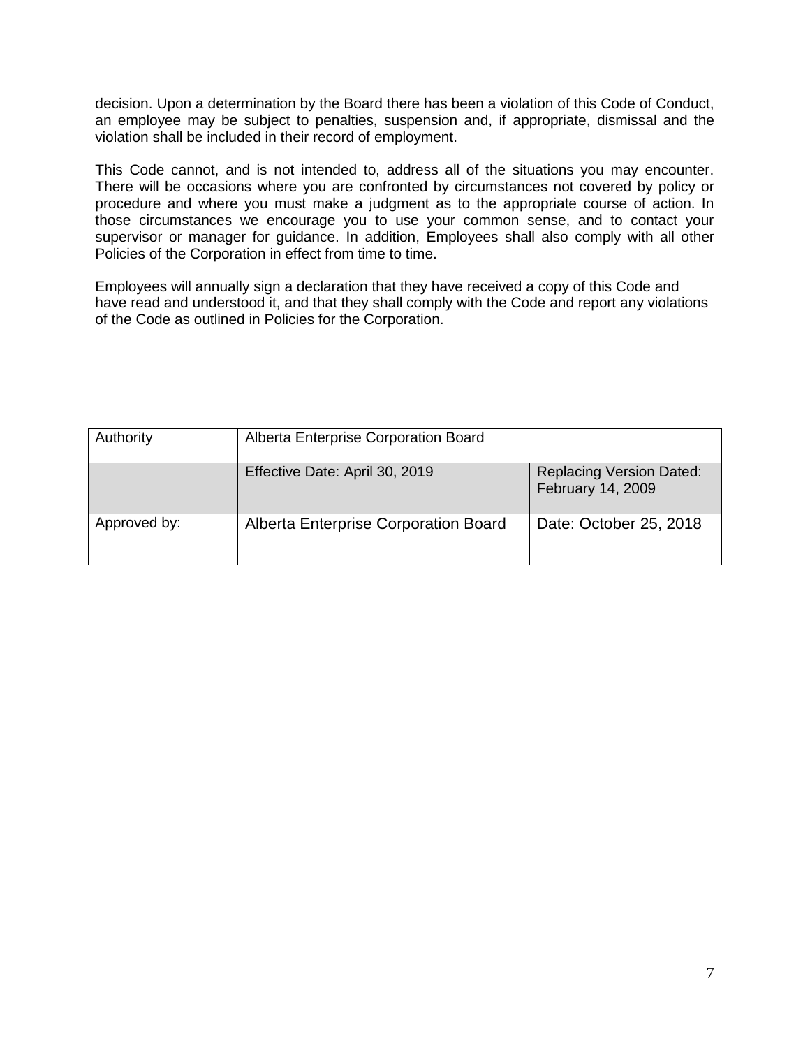decision. Upon a determination by the Board there has been a violation of this Code of Conduct, an employee may be subject to penalties, suspension and, if appropriate, dismissal and the violation shall be included in their record of employment.

This Code cannot, and is not intended to, address all of the situations you may encounter. There will be occasions where you are confronted by circumstances not covered by policy or procedure and where you must make a judgment as to the appropriate course of action. In those circumstances we encourage you to use your common sense, and to contact your supervisor or manager for guidance. In addition, Employees shall also comply with all other Policies of the Corporation in effect from time to time.

Employees will annually sign a declaration that they have received a copy of this Code and have read and understood it, and that they shall comply with the Code and report any violations of the Code as outlined in Policies for the Corporation.

| | | |
|---|---|---|
| Authority | Alberta Enterprise Corporation Board | |
| | Effective Date: April 30, 2019 | Replacing Version Dated: February 14, 2009 |
| Approved by: | Alberta Enterprise Corporation Board | Date: October 25, 2018 |